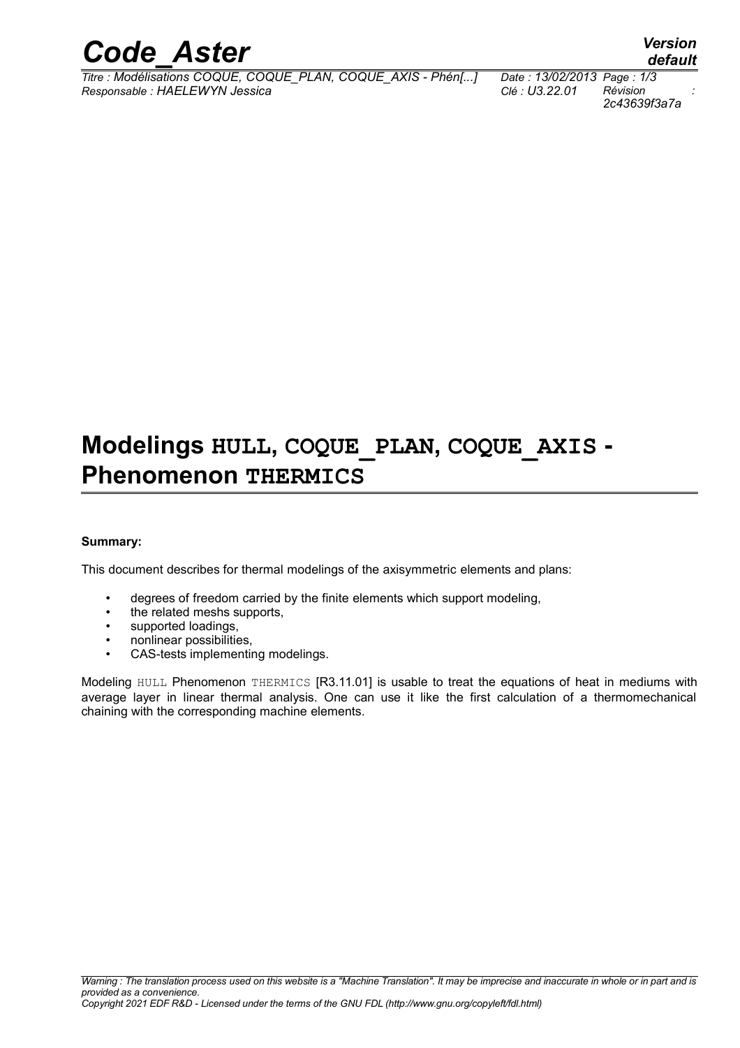# Modelings HULL, COQUE_PLAN, COQUE_AXIS - Phenomenon THERMICS

**Summary:**

This document describes for thermal modelings of the axisymmetric elements and plans:

- degrees of freedom carried by the finite elements which support modeling,
- the related meshs supports,
- supported loadings,
- nonlinear possibilities,
- CAS-tests implementing modelings.

Modeling HULL Phenomenon THERMICS [R3.11.01] is usable to treat the equations of heat in mediums with average layer in linear thermal analysis. One can use it like the first calculation of a thermomechanical chaining with the corresponding machine elements.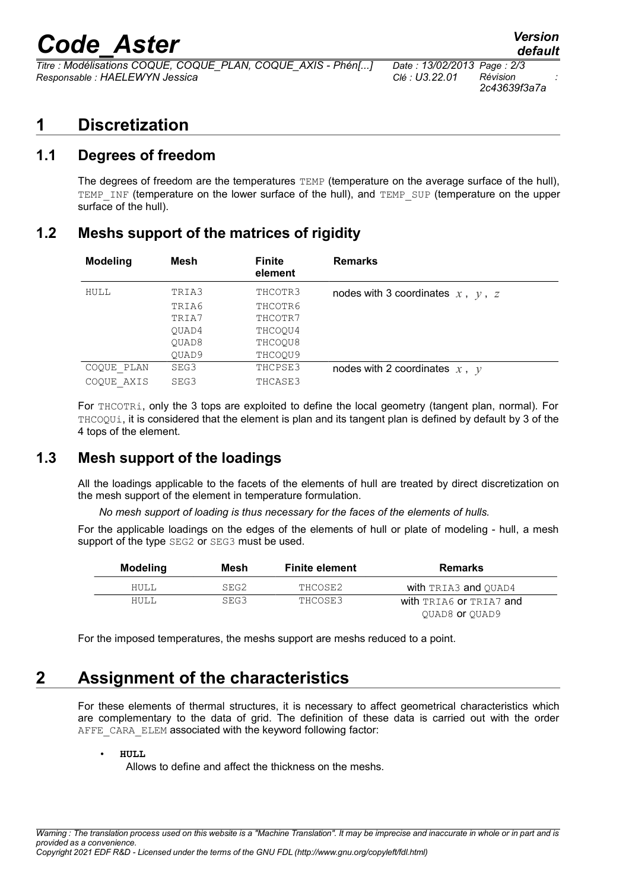# 1 Discretization

## 1.1 Degrees of freedom

The degrees of freedom are the temperatures TEMP (temperature on the average surface of the hull), TEMP_INF (temperature on the lower surface of the hull), and TEMP_SUP (temperature on the upper surface of the hull).

## 1.2 Meshs support of the matrices of rigidity

| Modeling | Mesh | Finite element | Remarks |
|---|---|---|---|
| HULL | TRIA3 | THCOTR3 | nodes with 3 coordinates $x$, $y$, $z$ |
| | TRIA6 | THCOTR6 | |
| | TRIA7 | THCOTR7 | |
| | QUAD4 | THCOQU4 | |
| | QUAD8 | THCOQU8 | |
| | QUAD9 | THCOQU9 | |
| COQUE_PLAN | SEG3 | THCPSE3 | nodes with 2 coordinates $x$, $y$ |
| COQUE_AXIS | SEG3 | THCASE3 | |

For THCOTRi, only the 3 tops are exploited to define the local geometry (tangent plan, normal). For THCOQUi, it is considered that the element is plan and its tangent plan is defined by default by 3 of the 4 tops of the element.

## 1.3 Mesh support of the loadings

All the loadings applicable to the facets of the elements of hull are treated by direct discretization on the mesh support of the element in temperature formulation.

*No mesh support of loading is thus necessary for the faces of the elements of hulls.*

For the applicable loadings on the edges of the elements of hull or plate of modeling - hull, a mesh support of the type SEG2 or SEG3 must be used.

| Modeling | Mesh | Finite element | Remarks |
|---|---|---|---|
| HULL | SEG2 | THCOSE2 | with TRIA3 and QUAD4 |
| HULL | SEG3 | THCOSE3 | with TRIA6 or TRIA7 and QUAD8 or QUAD9 |

For the imposed temperatures, the meshs support are meshs reduced to a point.

# 2 Assignment of the characteristics

For these elements of thermal structures, it is necessary to affect geometrical characteristics which are complementary to the data of grid. The definition of these data is carried out with the order AFFE_CARA_ELEM associated with the keyword following factor:

- **HULL**
  Allows to define and affect the thickness on the meshs.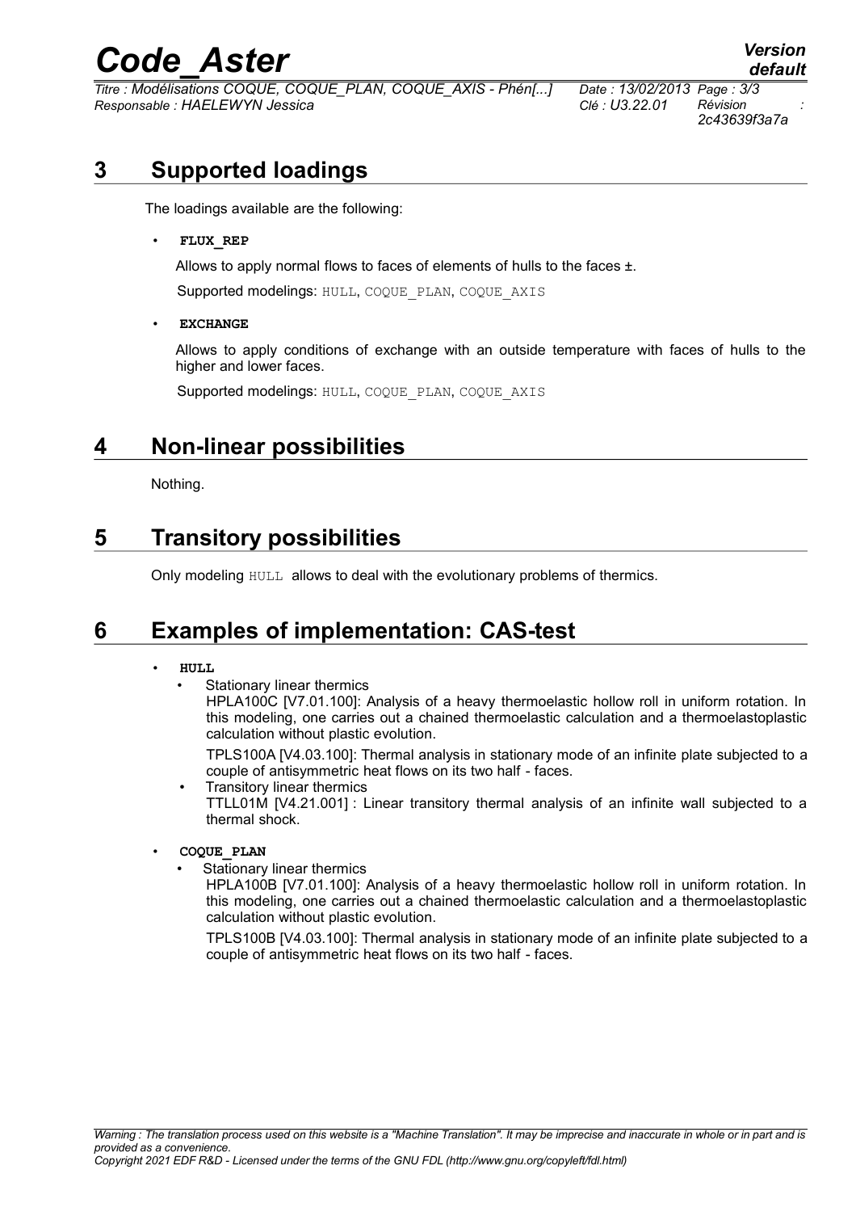# 3 Supported loadings

The loadings available are the following:

- **FLUX_REP**

  Allows to apply normal flows to faces of elements of hulls to the faces ±.

  Supported modelings: HULL, COQUE_PLAN, COQUE_AXIS

- **EXCHANGE**

  Allows to apply conditions of exchange with an outside temperature with faces of hulls to the higher and lower faces.

  Supported modelings: HULL, COQUE_PLAN, COQUE_AXIS

# 4 Non-linear possibilities

Nothing.

# 5 Transitory possibilities

Only modeling HULL allows to deal with the evolutionary problems of thermics.

# 6 Examples of implementation: CAS-test

- **HULL**
  - Stationary linear thermics

    HPLA100C [V7.01.100]: Analysis of a heavy thermoelastic hollow roll in uniform rotation. In this modeling, one carries out a chained thermoelastic calculation and a thermoelastoplastic calculation without plastic evolution.

    TPLS100A [V4.03.100]: Thermal analysis in stationary mode of an infinite plate subjected to a couple of antisymmetric heat flows on its two half - faces.
  - Transitory linear thermics

    TTLL01M [V4.21.001] : Linear transitory thermal analysis of an infinite wall subjected to a thermal shock.

- **COQUE_PLAN**
  - Stationary linear thermics

    HPLA100B [V7.01.100]: Analysis of a heavy thermoelastic hollow roll in uniform rotation. In this modeling, one carries out a chained thermoelastic calculation and a thermoelastoplastic calculation without plastic evolution.

    TPLS100B [V4.03.100]: Thermal analysis in stationary mode of an infinite plate subjected to a couple of antisymmetric heat flows on its two half - faces.